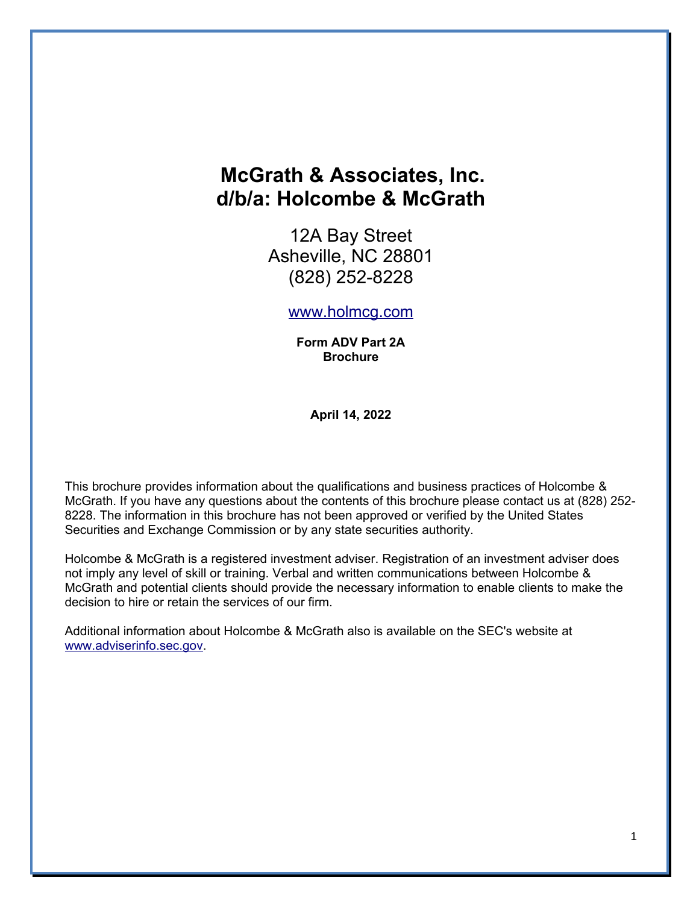# McGrath & Associates, Inc.
# d/b/a: Holcombe & McGrath

12A Bay Street
Asheville, NC 28801
(828) 252-8228

www.holmcg.com

**Form ADV Part 2A**
**Brochure**

**April 14, 2022**

This brochure provides information about the qualifications and business practices of Holcombe & McGrath. If you have any questions about the contents of this brochure please contact us at (828) 252-8228. The information in this brochure has not been approved or verified by the United States Securities and Exchange Commission or by any state securities authority.

Holcombe & McGrath is a registered investment adviser. Registration of an investment adviser does not imply any level of skill or training. Verbal and written communications between Holcombe & McGrath and potential clients should provide the necessary information to enable clients to make the decision to hire or retain the services of our firm.

Additional information about Holcombe & McGrath also is available on the SEC's website at www.adviserinfo.sec.gov.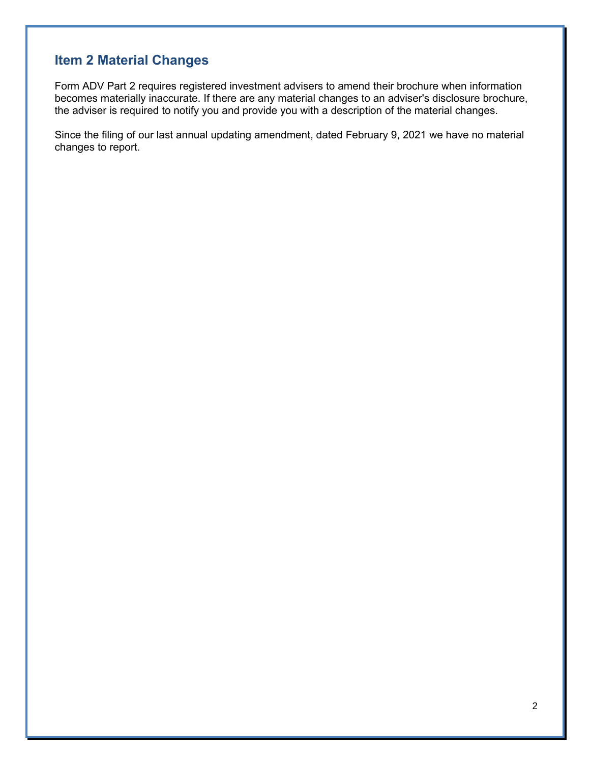## Item 2 Material Changes

Form ADV Part 2 requires registered investment advisers to amend their brochure when information becomes materially inaccurate. If there are any material changes to an adviser's disclosure brochure, the adviser is required to notify you and provide you with a description of the material changes.

Since the filing of our last annual updating amendment, dated February 9, 2021 we have no material changes to report.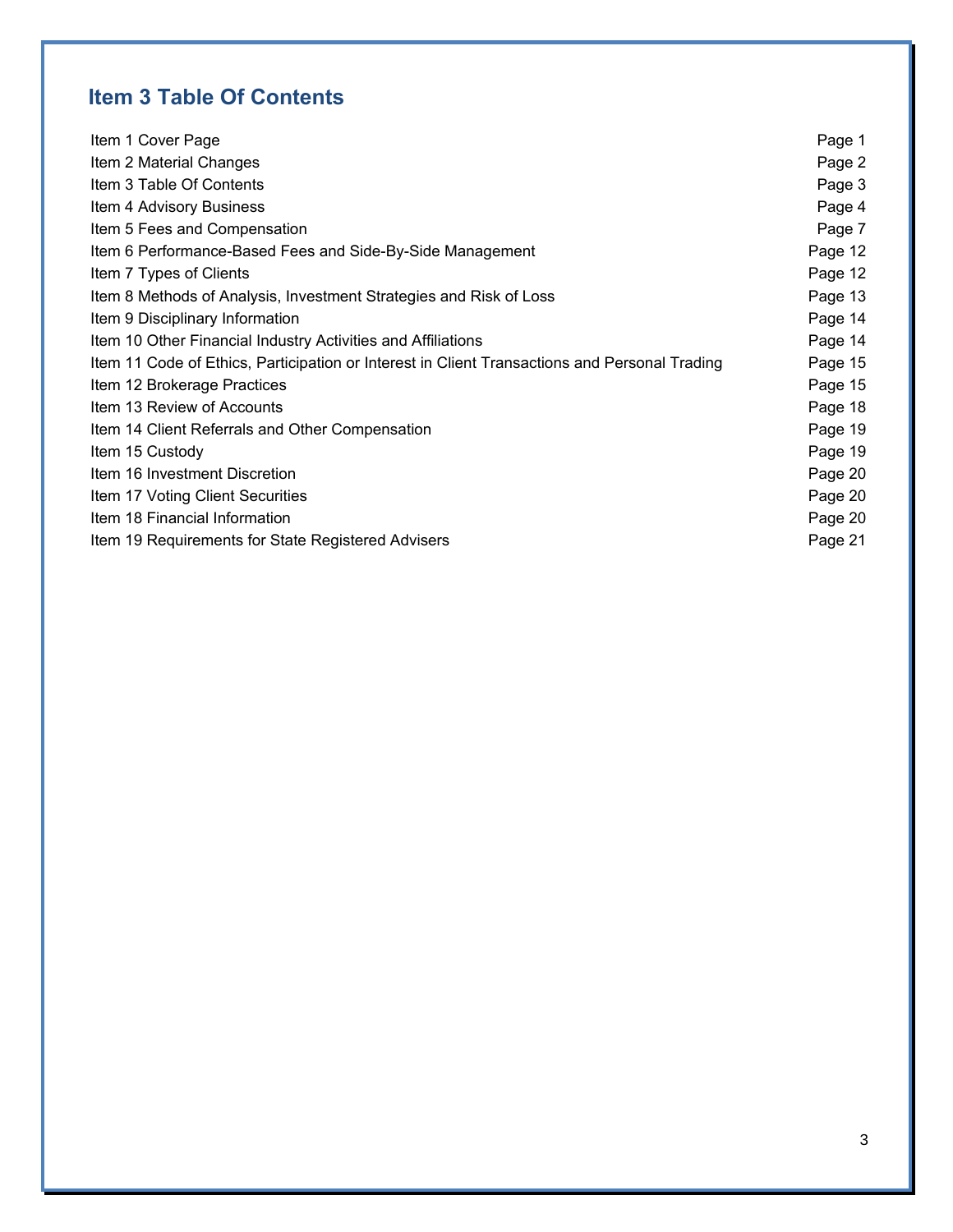## Item 3 Table Of Contents

| | |
|---|---|
| Item 1 Cover Page | Page 1 |
| Item 2 Material Changes | Page 2 |
| Item 3 Table Of Contents | Page 3 |
| Item 4 Advisory Business | Page 4 |
| Item 5 Fees and Compensation | Page 7 |
| Item 6 Performance-Based Fees and Side-By-Side Management | Page 12 |
| Item 7 Types of Clients | Page 12 |
| Item 8 Methods of Analysis, Investment Strategies and Risk of Loss | Page 13 |
| Item 9 Disciplinary Information | Page 14 |
| Item 10 Other Financial Industry Activities and Affiliations | Page 14 |
| Item 11 Code of Ethics, Participation or Interest in Client Transactions and Personal Trading | Page 15 |
| Item 12 Brokerage Practices | Page 15 |
| Item 13 Review of Accounts | Page 18 |
| Item 14 Client Referrals and Other Compensation | Page 19 |
| Item 15 Custody | Page 19 |
| Item 16 Investment Discretion | Page 20 |
| Item 17 Voting Client Securities | Page 20 |
| Item 18 Financial Information | Page 20 |
| Item 19 Requirements for State Registered Advisers | Page 21 |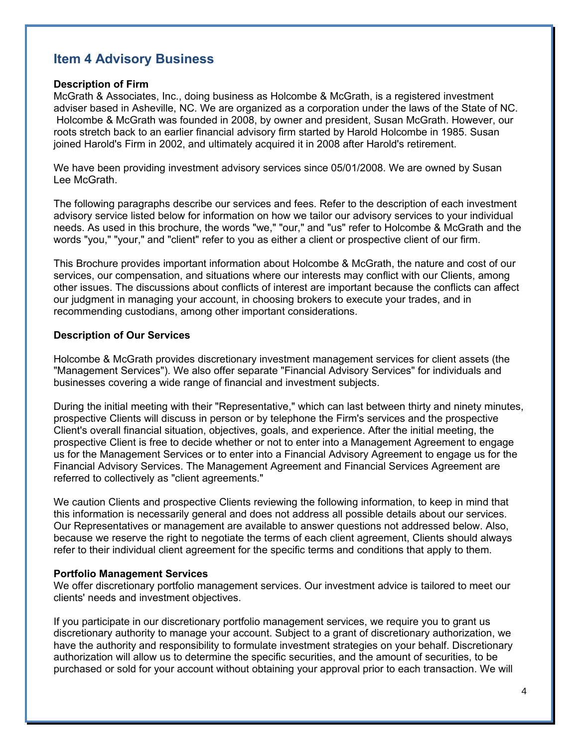## Item 4 Advisory Business

**Description of Firm**
McGrath & Associates, Inc., doing business as Holcombe & McGrath, is a registered investment adviser based in Asheville, NC. We are organized as a corporation under the laws of the State of NC. Holcombe & McGrath was founded in 2008, by owner and president, Susan McGrath. However, our roots stretch back to an earlier financial advisory firm started by Harold Holcombe in 1985. Susan joined Harold's Firm in 2002, and ultimately acquired it in 2008 after Harold's retirement.

We have been providing investment advisory services since 05/01/2008. We are owned by Susan Lee McGrath.

The following paragraphs describe our services and fees. Refer to the description of each investment advisory service listed below for information on how we tailor our advisory services to your individual needs. As used in this brochure, the words "we," "our," and "us" refer to Holcombe & McGrath and the words "you," "your," and "client" refer to you as either a client or prospective client of our firm.

This Brochure provides important information about Holcombe & McGrath, the nature and cost of our services, our compensation, and situations where our interests may conflict with our Clients, among other issues. The discussions about conflicts of interest are important because the conflicts can affect our judgment in managing your account, in choosing brokers to execute your trades, and in recommending custodians, among other important considerations.

**Description of Our Services**

Holcombe & McGrath provides discretionary investment management services for client assets (the "Management Services"). We also offer separate "Financial Advisory Services" for individuals and businesses covering a wide range of financial and investment subjects.

During the initial meeting with their "Representative," which can last between thirty and ninety minutes, prospective Clients will discuss in person or by telephone the Firm's services and the prospective Client's overall financial situation, objectives, goals, and experience. After the initial meeting, the prospective Client is free to decide whether or not to enter into a Management Agreement to engage us for the Management Services or to enter into a Financial Advisory Agreement to engage us for the Financial Advisory Services. The Management Agreement and Financial Services Agreement are referred to collectively as "client agreements."

We caution Clients and prospective Clients reviewing the following information, to keep in mind that this information is necessarily general and does not address all possible details about our services. Our Representatives or management are available to answer questions not addressed below. Also, because we reserve the right to negotiate the terms of each client agreement, Clients should always refer to their individual client agreement for the specific terms and conditions that apply to them.

**Portfolio Management Services**
We offer discretionary portfolio management services. Our investment advice is tailored to meet our clients' needs and investment objectives.

If you participate in our discretionary portfolio management services, we require you to grant us discretionary authority to manage your account. Subject to a grant of discretionary authorization, we have the authority and responsibility to formulate investment strategies on your behalf. Discretionary authorization will allow us to determine the specific securities, and the amount of securities, to be purchased or sold for your account without obtaining your approval prior to each transaction. We will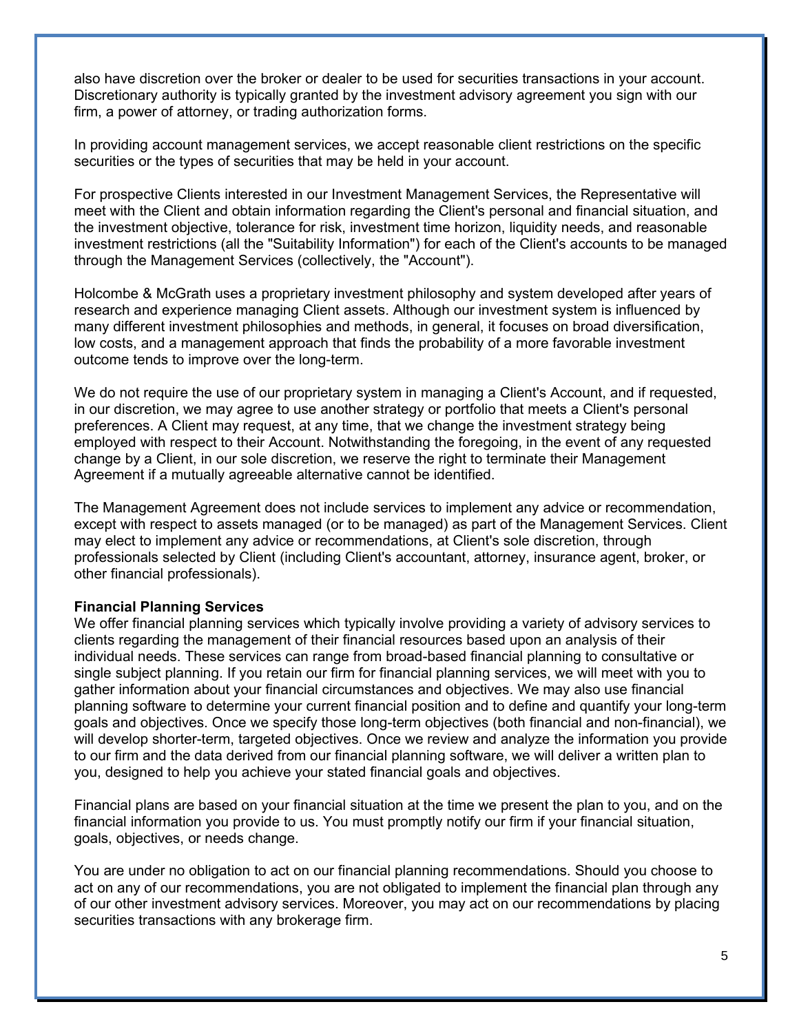also have discretion over the broker or dealer to be used for securities transactions in your account. Discretionary authority is typically granted by the investment advisory agreement you sign with our firm, a power of attorney, or trading authorization forms.

In providing account management services, we accept reasonable client restrictions on the specific securities or the types of securities that may be held in your account.

For prospective Clients interested in our Investment Management Services, the Representative will meet with the Client and obtain information regarding the Client's personal and financial situation, and the investment objective, tolerance for risk, investment time horizon, liquidity needs, and reasonable investment restrictions (all the "Suitability Information") for each of the Client's accounts to be managed through the Management Services (collectively, the "Account").

Holcombe & McGrath uses a proprietary investment philosophy and system developed after years of research and experience managing Client assets. Although our investment system is influenced by many different investment philosophies and methods, in general, it focuses on broad diversification, low costs, and a management approach that finds the probability of a more favorable investment outcome tends to improve over the long-term.

We do not require the use of our proprietary system in managing a Client's Account, and if requested, in our discretion, we may agree to use another strategy or portfolio that meets a Client's personal preferences. A Client may request, at any time, that we change the investment strategy being employed with respect to their Account. Notwithstanding the foregoing, in the event of any requested change by a Client, in our sole discretion, we reserve the right to terminate their Management Agreement if a mutually agreeable alternative cannot be identified.

The Management Agreement does not include services to implement any advice or recommendation, except with respect to assets managed (or to be managed) as part of the Management Services. Client may elect to implement any advice or recommendations, at Client's sole discretion, through professionals selected by Client (including Client's accountant, attorney, insurance agent, broker, or other financial professionals).

**Financial Planning Services**

We offer financial planning services which typically involve providing a variety of advisory services to clients regarding the management of their financial resources based upon an analysis of their individual needs. These services can range from broad-based financial planning to consultative or single subject planning. If you retain our firm for financial planning services, we will meet with you to gather information about your financial circumstances and objectives. We may also use financial planning software to determine your current financial position and to define and quantify your long-term goals and objectives. Once we specify those long-term objectives (both financial and non-financial), we will develop shorter-term, targeted objectives. Once we review and analyze the information you provide to our firm and the data derived from our financial planning software, we will deliver a written plan to you, designed to help you achieve your stated financial goals and objectives.

Financial plans are based on your financial situation at the time we present the plan to you, and on the financial information you provide to us. You must promptly notify our firm if your financial situation, goals, objectives, or needs change.

You are under no obligation to act on our financial planning recommendations. Should you choose to act on any of our recommendations, you are not obligated to implement the financial plan through any of our other investment advisory services. Moreover, you may act on our recommendations by placing securities transactions with any brokerage firm.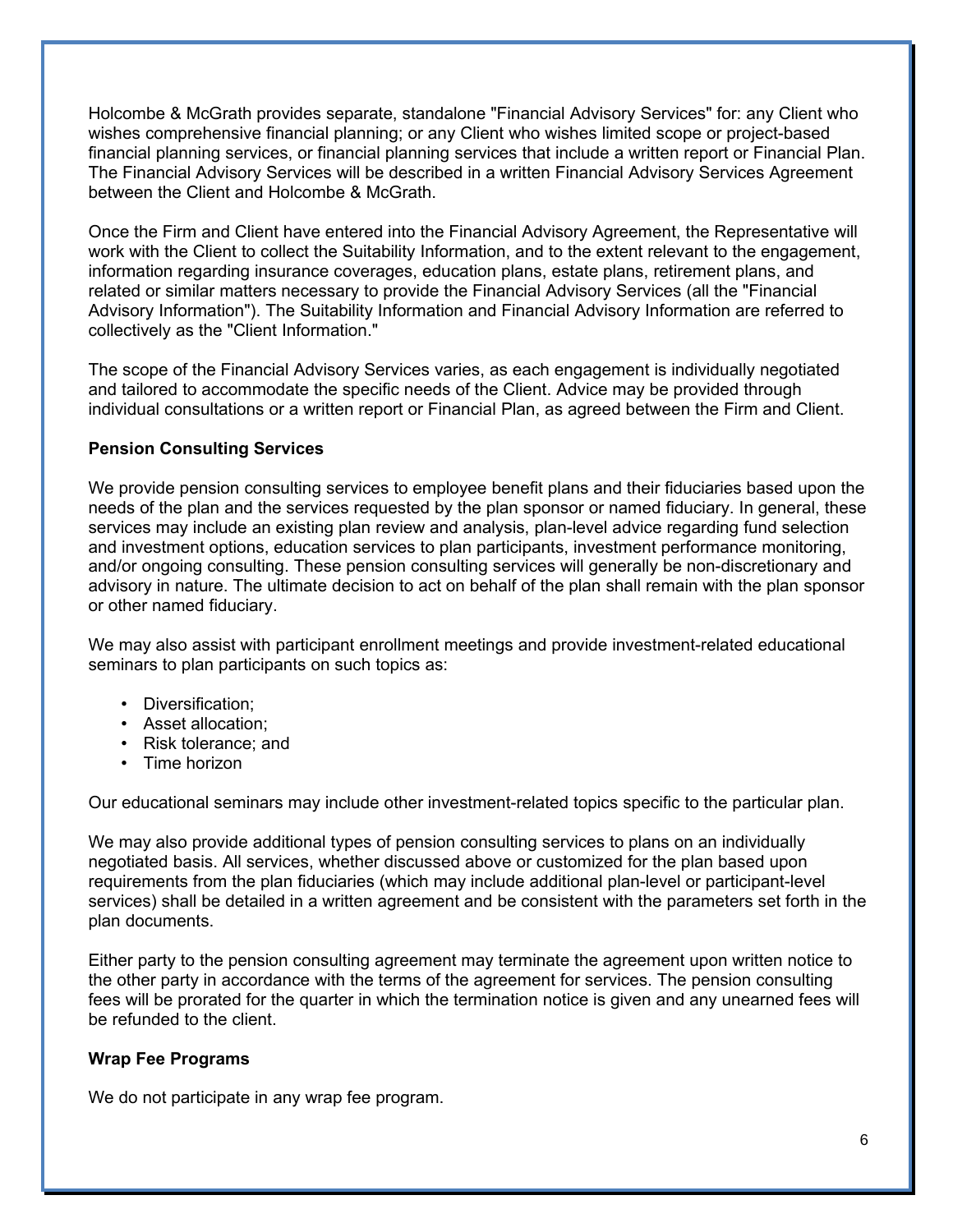Holcombe & McGrath provides separate, standalone "Financial Advisory Services" for: any Client who wishes comprehensive financial planning; or any Client who wishes limited scope or project-based financial planning services, or financial planning services that include a written report or Financial Plan. The Financial Advisory Services will be described in a written Financial Advisory Services Agreement between the Client and Holcombe & McGrath.

Once the Firm and Client have entered into the Financial Advisory Agreement, the Representative will work with the Client to collect the Suitability Information, and to the extent relevant to the engagement, information regarding insurance coverages, education plans, estate plans, retirement plans, and related or similar matters necessary to provide the Financial Advisory Services (all the "Financial Advisory Information"). The Suitability Information and Financial Advisory Information are referred to collectively as the "Client Information."

The scope of the Financial Advisory Services varies, as each engagement is individually negotiated and tailored to accommodate the specific needs of the Client. Advice may be provided through individual consultations or a written report or Financial Plan, as agreed between the Firm and Client.

**Pension Consulting Services**

We provide pension consulting services to employee benefit plans and their fiduciaries based upon the needs of the plan and the services requested by the plan sponsor or named fiduciary. In general, these services may include an existing plan review and analysis, plan-level advice regarding fund selection and investment options, education services to plan participants, investment performance monitoring, and/or ongoing consulting. These pension consulting services will generally be non-discretionary and advisory in nature. The ultimate decision to act on behalf of the plan shall remain with the plan sponsor or other named fiduciary.

We may also assist with participant enrollment meetings and provide investment-related educational seminars to plan participants on such topics as:

- Diversification;
- Asset allocation;
- Risk tolerance; and
- Time horizon

Our educational seminars may include other investment-related topics specific to the particular plan.

We may also provide additional types of pension consulting services to plans on an individually negotiated basis. All services, whether discussed above or customized for the plan based upon requirements from the plan fiduciaries (which may include additional plan-level or participant-level services) shall be detailed in a written agreement and be consistent with the parameters set forth in the plan documents.

Either party to the pension consulting agreement may terminate the agreement upon written notice to the other party in accordance with the terms of the agreement for services. The pension consulting fees will be prorated for the quarter in which the termination notice is given and any unearned fees will be refunded to the client.

**Wrap Fee Programs**

We do not participate in any wrap fee program.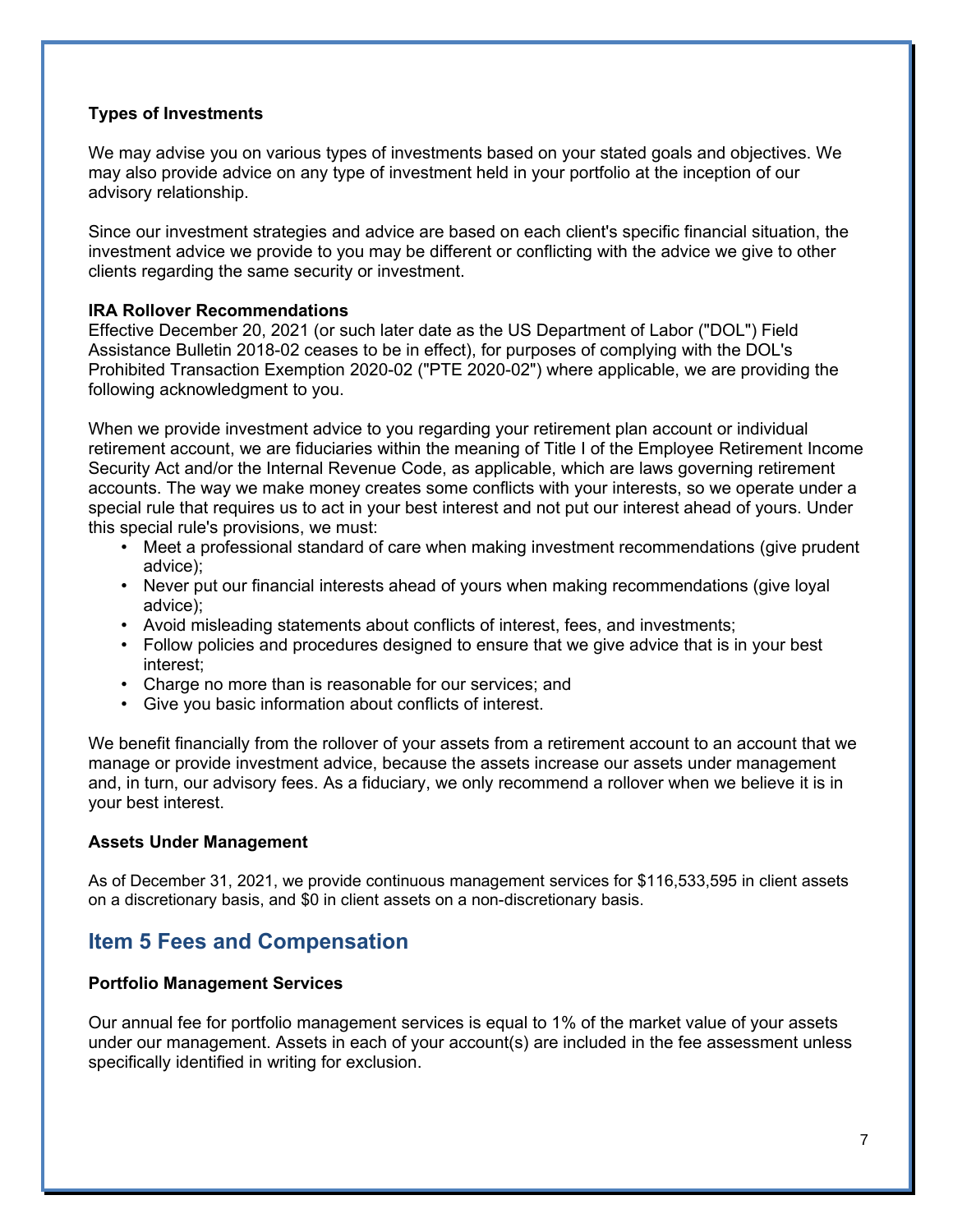**Types of Investments**

We may advise you on various types of investments based on your stated goals and objectives. We may also provide advice on any type of investment held in your portfolio at the inception of our advisory relationship.

Since our investment strategies and advice are based on each client's specific financial situation, the investment advice we provide to you may be different or conflicting with the advice we give to other clients regarding the same security or investment.

**IRA Rollover Recommendations**

Effective December 20, 2021 (or such later date as the US Department of Labor ("DOL") Field Assistance Bulletin 2018-02 ceases to be in effect), for purposes of complying with the DOL's Prohibited Transaction Exemption 2020-02 ("PTE 2020-02") where applicable, we are providing the following acknowledgment to you.

When we provide investment advice to you regarding your retirement plan account or individual retirement account, we are fiduciaries within the meaning of Title I of the Employee Retirement Income Security Act and/or the Internal Revenue Code, as applicable, which are laws governing retirement accounts. The way we make money creates some conflicts with your interests, so we operate under a special rule that requires us to act in your best interest and not put our interest ahead of yours. Under this special rule's provisions, we must:

- Meet a professional standard of care when making investment recommendations (give prudent advice);
- Never put our financial interests ahead of yours when making recommendations (give loyal advice);
- Avoid misleading statements about conflicts of interest, fees, and investments;
- Follow policies and procedures designed to ensure that we give advice that is in your best interest;
- Charge no more than is reasonable for our services; and
- Give you basic information about conflicts of interest.

We benefit financially from the rollover of your assets from a retirement account to an account that we manage or provide investment advice, because the assets increase our assets under management and, in turn, our advisory fees. As a fiduciary, we only recommend a rollover when we believe it is in your best interest.

**Assets Under Management**

As of December 31, 2021, we provide continuous management services for $116,533,595 in client assets on a discretionary basis, and $0 in client assets on a non-discretionary basis.

## Item 5 Fees and Compensation

**Portfolio Management Services**

Our annual fee for portfolio management services is equal to 1% of the market value of your assets under our management. Assets in each of your account(s) are included in the fee assessment unless specifically identified in writing for exclusion.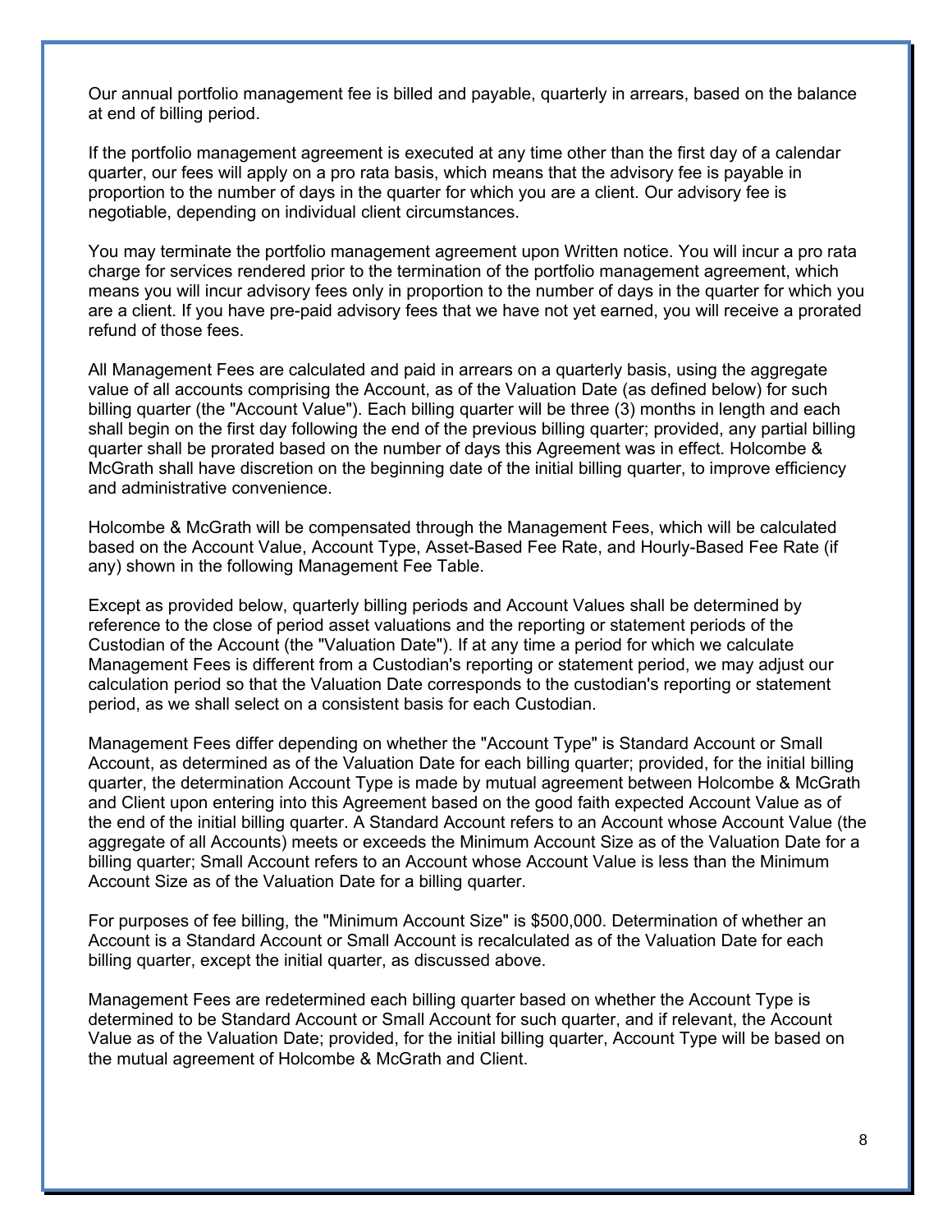Our annual portfolio management fee is billed and payable, quarterly in arrears, based on the balance at end of billing period.

If the portfolio management agreement is executed at any time other than the first day of a calendar quarter, our fees will apply on a pro rata basis, which means that the advisory fee is payable in proportion to the number of days in the quarter for which you are a client. Our advisory fee is negotiable, depending on individual client circumstances.

You may terminate the portfolio management agreement upon Written notice. You will incur a pro rata charge for services rendered prior to the termination of the portfolio management agreement, which means you will incur advisory fees only in proportion to the number of days in the quarter for which you are a client. If you have pre-paid advisory fees that we have not yet earned, you will receive a prorated refund of those fees.

All Management Fees are calculated and paid in arrears on a quarterly basis, using the aggregate value of all accounts comprising the Account, as of the Valuation Date (as defined below) for such billing quarter (the "Account Value"). Each billing quarter will be three (3) months in length and each shall begin on the first day following the end of the previous billing quarter; provided, any partial billing quarter shall be prorated based on the number of days this Agreement was in effect. Holcombe & McGrath shall have discretion on the beginning date of the initial billing quarter, to improve efficiency and administrative convenience.

Holcombe & McGrath will be compensated through the Management Fees, which will be calculated based on the Account Value, Account Type, Asset-Based Fee Rate, and Hourly-Based Fee Rate (if any) shown in the following Management Fee Table.

Except as provided below, quarterly billing periods and Account Values shall be determined by reference to the close of period asset valuations and the reporting or statement periods of the Custodian of the Account (the "Valuation Date"). If at any time a period for which we calculate Management Fees is different from a Custodian's reporting or statement period, we may adjust our calculation period so that the Valuation Date corresponds to the custodian's reporting or statement period, as we shall select on a consistent basis for each Custodian.

Management Fees differ depending on whether the "Account Type" is Standard Account or Small Account, as determined as of the Valuation Date for each billing quarter; provided, for the initial billing quarter, the determination Account Type is made by mutual agreement between Holcombe & McGrath and Client upon entering into this Agreement based on the good faith expected Account Value as of the end of the initial billing quarter. A Standard Account refers to an Account whose Account Value (the aggregate of all Accounts) meets or exceeds the Minimum Account Size as of the Valuation Date for a billing quarter; Small Account refers to an Account whose Account Value is less than the Minimum Account Size as of the Valuation Date for a billing quarter.

For purposes of fee billing, the "Minimum Account Size" is $500,000. Determination of whether an Account is a Standard Account or Small Account is recalculated as of the Valuation Date for each billing quarter, except the initial quarter, as discussed above.

Management Fees are redetermined each billing quarter based on whether the Account Type is determined to be Standard Account or Small Account for such quarter, and if relevant, the Account Value as of the Valuation Date; provided, for the initial billing quarter, Account Type will be based on the mutual agreement of Holcombe & McGrath and Client.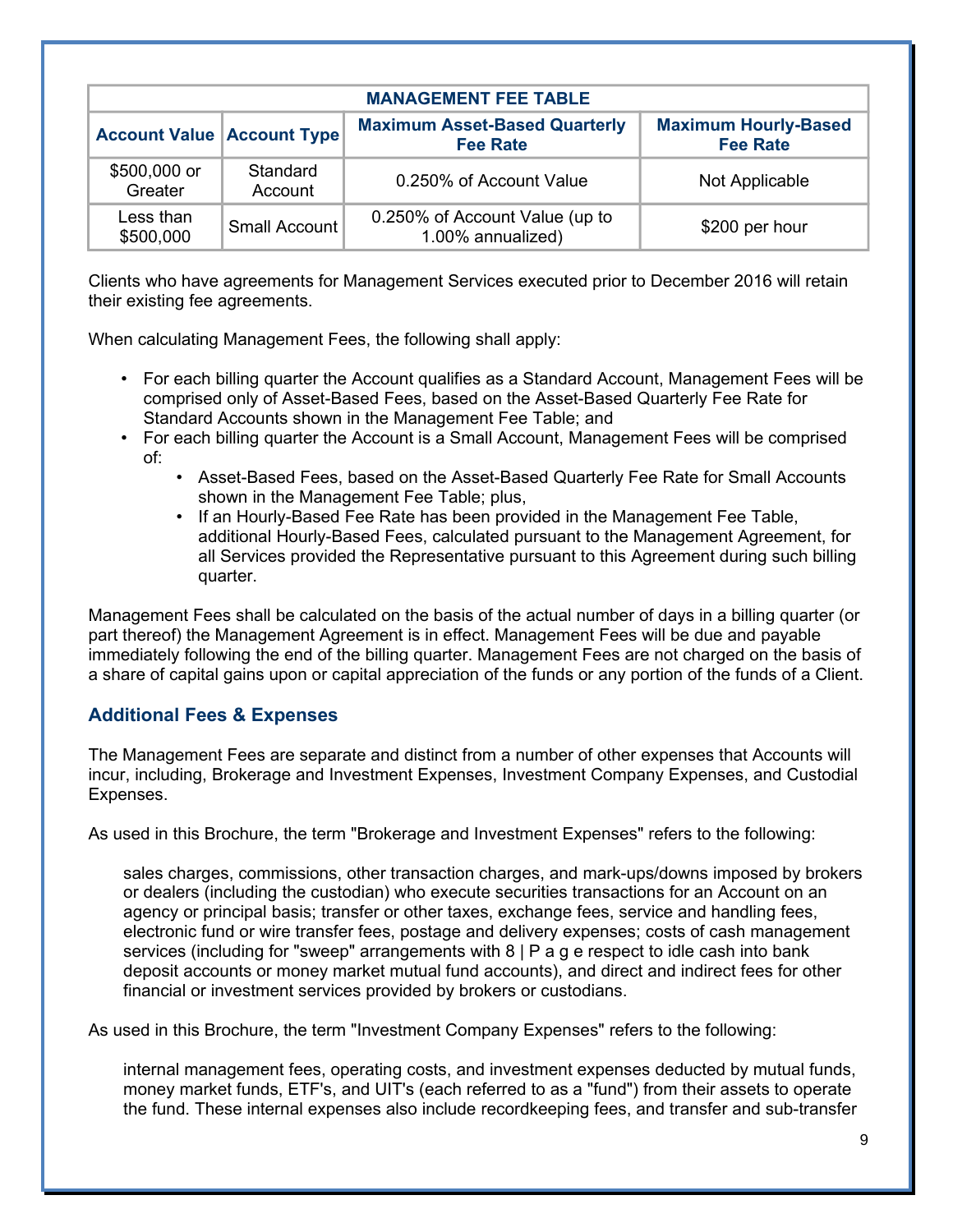| MANAGEMENT FEE TABLE | | | |
|---|---|---|---|
| **Account Value** | **Account Type** | **Maximum Asset-Based Quarterly Fee Rate** | **Maximum Hourly-Based Fee Rate** |
| $500,000 or Greater | Standard Account | 0.250% of Account Value | Not Applicable |
| Less than $500,000 | Small Account | 0.250% of Account Value (up to 1.00% annualized) | $200 per hour |

Clients who have agreements for Management Services executed prior to December 2016 will retain their existing fee agreements.

When calculating Management Fees, the following shall apply:

- For each billing quarter the Account qualifies as a Standard Account, Management Fees will be comprised only of Asset-Based Fees, based on the Asset-Based Quarterly Fee Rate for Standard Accounts shown in the Management Fee Table; and
- For each billing quarter the Account is a Small Account, Management Fees will be comprised of:
  - Asset-Based Fees, based on the Asset-Based Quarterly Fee Rate for Small Accounts shown in the Management Fee Table; plus,
  - If an Hourly-Based Fee Rate has been provided in the Management Fee Table, additional Hourly-Based Fees, calculated pursuant to the Management Agreement, for all Services provided the Representative pursuant to this Agreement during such billing quarter.

Management Fees shall be calculated on the basis of the actual number of days in a billing quarter (or part thereof) the Management Agreement is in effect. Management Fees will be due and payable immediately following the end of the billing quarter. Management Fees are not charged on the basis of a share of capital gains upon or capital appreciation of the funds or any portion of the funds of a Client.

## Additional Fees & Expenses

The Management Fees are separate and distinct from a number of other expenses that Accounts will incur, including, Brokerage and Investment Expenses, Investment Company Expenses, and Custodial Expenses.

As used in this Brochure, the term "Brokerage and Investment Expenses" refers to the following:

> sales charges, commissions, other transaction charges, and mark-ups/downs imposed by brokers or dealers (including the custodian) who execute securities transactions for an Account on an agency or principal basis; transfer or other taxes, exchange fees, service and handling fees, electronic fund or wire transfer fees, postage and delivery expenses; costs of cash management services (including for "sweep" arrangements with 8 | P a g e respect to idle cash into bank deposit accounts or money market mutual fund accounts), and direct and indirect fees for other financial or investment services provided by brokers or custodians.

As used in this Brochure, the term "Investment Company Expenses" refers to the following:

> internal management fees, operating costs, and investment expenses deducted by mutual funds, money market funds, ETF's, and UIT's (each referred to as a "fund") from their assets to operate the fund. These internal expenses also include recordkeeping fees, and transfer and sub-transfer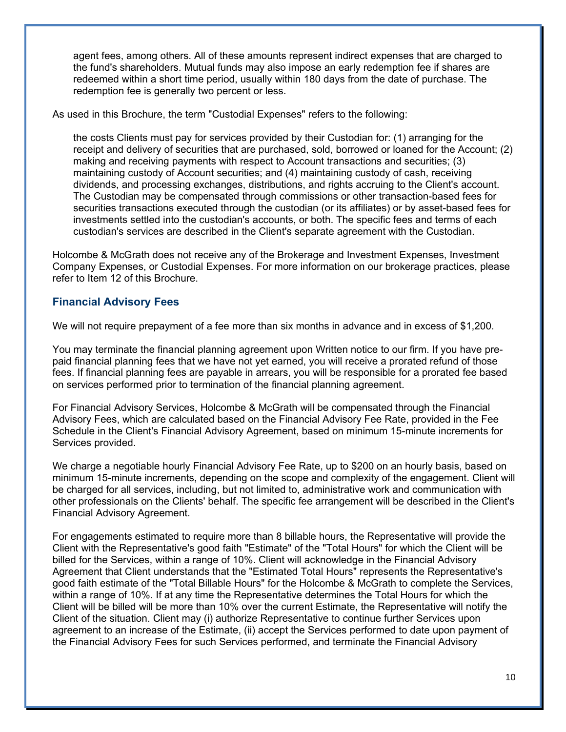agent fees, among others. All of these amounts represent indirect expenses that are charged to the fund's shareholders. Mutual funds may also impose an early redemption fee if shares are redeemed within a short time period, usually within 180 days from the date of purchase. The redemption fee is generally two percent or less.

As used in this Brochure, the term "Custodial Expenses" refers to the following:

> the costs Clients must pay for services provided by their Custodian for: (1) arranging for the receipt and delivery of securities that are purchased, sold, borrowed or loaned for the Account; (2) making and receiving payments with respect to Account transactions and securities; (3) maintaining custody of Account securities; and (4) maintaining custody of cash, receiving dividends, and processing exchanges, distributions, and rights accruing to the Client's account. The Custodian may be compensated through commissions or other transaction-based fees for securities transactions executed through the custodian (or its affiliates) or by asset-based fees for investments settled into the custodian's accounts, or both. The specific fees and terms of each custodian's services are described in the Client's separate agreement with the Custodian.

Holcombe & McGrath does not receive any of the Brokerage and Investment Expenses, Investment Company Expenses, or Custodial Expenses. For more information on our brokerage practices, please refer to Item 12 of this Brochure.

### Financial Advisory Fees

We will not require prepayment of a fee more than six months in advance and in excess of $1,200.

You may terminate the financial planning agreement upon Written notice to our firm. If you have pre-paid financial planning fees that we have not yet earned, you will receive a prorated refund of those fees. If financial planning fees are payable in arrears, you will be responsible for a prorated fee based on services performed prior to termination of the financial planning agreement.

For Financial Advisory Services, Holcombe & McGrath will be compensated through the Financial Advisory Fees, which are calculated based on the Financial Advisory Fee Rate, provided in the Fee Schedule in the Client's Financial Advisory Agreement, based on minimum 15-minute increments for Services provided.

We charge a negotiable hourly Financial Advisory Fee Rate, up to $200 on an hourly basis, based on minimum 15-minute increments, depending on the scope and complexity of the engagement. Client will be charged for all services, including, but not limited to, administrative work and communication with other professionals on the Clients' behalf. The specific fee arrangement will be described in the Client's Financial Advisory Agreement.

For engagements estimated to require more than 8 billable hours, the Representative will provide the Client with the Representative's good faith "Estimate" of the "Total Hours" for which the Client will be billed for the Services, within a range of 10%. Client will acknowledge in the Financial Advisory Agreement that Client understands that the "Estimated Total Hours" represents the Representative's good faith estimate of the "Total Billable Hours" for the Holcombe & McGrath to complete the Services, within a range of 10%. If at any time the Representative determines the Total Hours for which the Client will be billed will be more than 10% over the current Estimate, the Representative will notify the Client of the situation. Client may (i) authorize Representative to continue further Services upon agreement to an increase of the Estimate, (ii) accept the Services performed to date upon payment of the Financial Advisory Fees for such Services performed, and terminate the Financial Advisory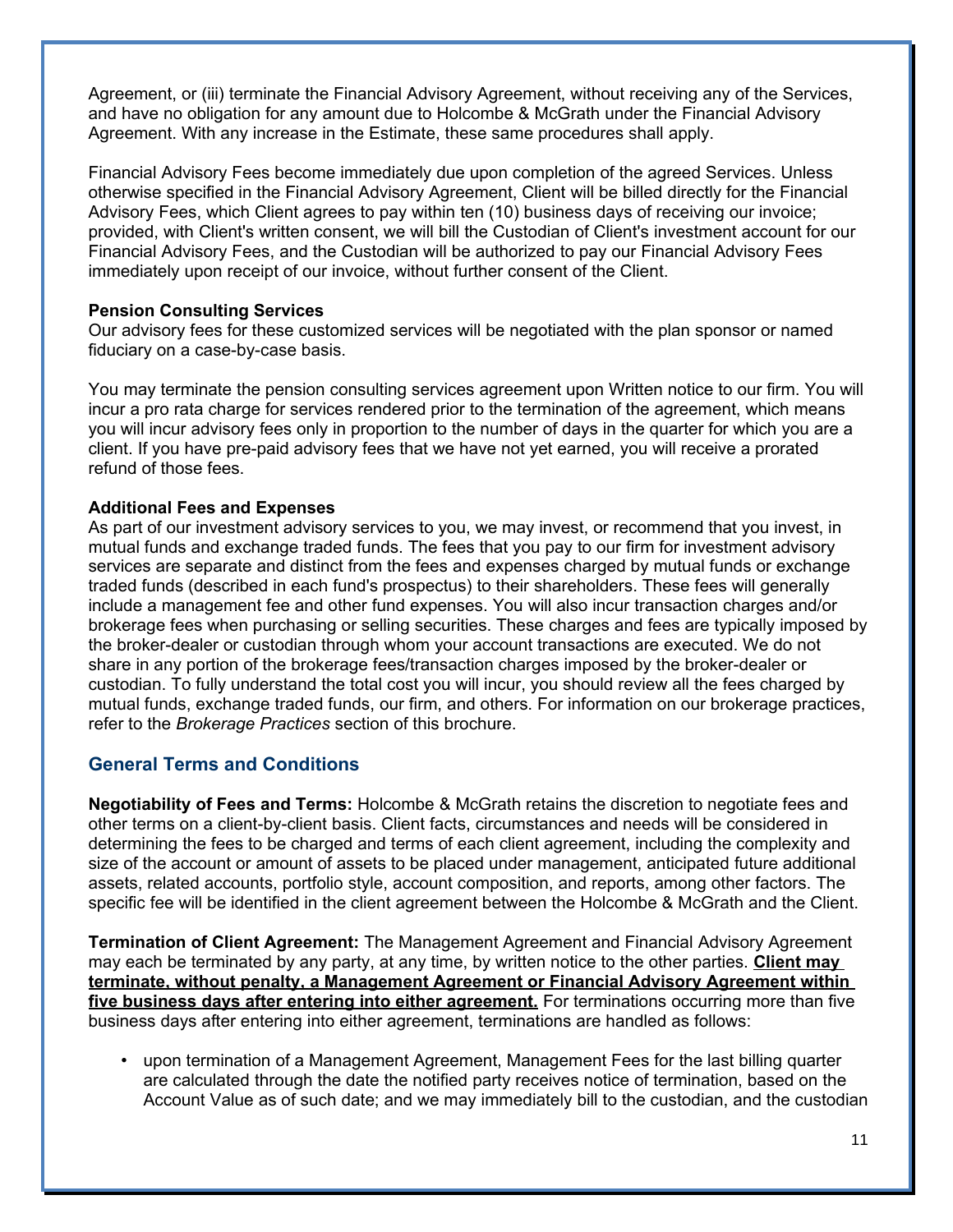Agreement, or (iii) terminate the Financial Advisory Agreement, without receiving any of the Services, and have no obligation for any amount due to Holcombe & McGrath under the Financial Advisory Agreement. With any increase in the Estimate, these same procedures shall apply.

Financial Advisory Fees become immediately due upon completion of the agreed Services. Unless otherwise specified in the Financial Advisory Agreement, Client will be billed directly for the Financial Advisory Fees, which Client agrees to pay within ten (10) business days of receiving our invoice; provided, with Client's written consent, we will bill the Custodian of Client's investment account for our Financial Advisory Fees, and the Custodian will be authorized to pay our Financial Advisory Fees immediately upon receipt of our invoice, without further consent of the Client.

**Pension Consulting Services**

Our advisory fees for these customized services will be negotiated with the plan sponsor or named fiduciary on a case-by-case basis.

You may terminate the pension consulting services agreement upon Written notice to our firm. You will incur a pro rata charge for services rendered prior to the termination of the agreement, which means you will incur advisory fees only in proportion to the number of days in the quarter for which you are a client. If you have pre-paid advisory fees that we have not yet earned, you will receive a prorated refund of those fees.

**Additional Fees and Expenses**

As part of our investment advisory services to you, we may invest, or recommend that you invest, in mutual funds and exchange traded funds. The fees that you pay to our firm for investment advisory services are separate and distinct from the fees and expenses charged by mutual funds or exchange traded funds (described in each fund's prospectus) to their shareholders. These fees will generally include a management fee and other fund expenses. You will also incur transaction charges and/or brokerage fees when purchasing or selling securities. These charges and fees are typically imposed by the broker-dealer or custodian through whom your account transactions are executed. We do not share in any portion of the brokerage fees/transaction charges imposed by the broker-dealer or custodian. To fully understand the total cost you will incur, you should review all the fees charged by mutual funds, exchange traded funds, our firm, and others. For information on our brokerage practices, refer to the *Brokerage Practices* section of this brochure.

## General Terms and Conditions

**Negotiability of Fees and Terms:** Holcombe & McGrath retains the discretion to negotiate fees and other terms on a client-by-client basis. Client facts, circumstances and needs will be considered in determining the fees to be charged and terms of each client agreement, including the complexity and size of the account or amount of assets to be placed under management, anticipated future additional assets, related accounts, portfolio style, account composition, and reports, among other factors. The specific fee will be identified in the client agreement between the Holcombe & McGrath and the Client.

**Termination of Client Agreement:** The Management Agreement and Financial Advisory Agreement may each be terminated by any party, at any time, by written notice to the other parties. **Client may terminate, without penalty, a Management Agreement or Financial Advisory Agreement within five business days after entering into either agreement.** For terminations occurring more than five business days after entering into either agreement, terminations are handled as follows:

- upon termination of a Management Agreement, Management Fees for the last billing quarter are calculated through the date the notified party receives notice of termination, based on the Account Value as of such date; and we may immediately bill to the custodian, and the custodian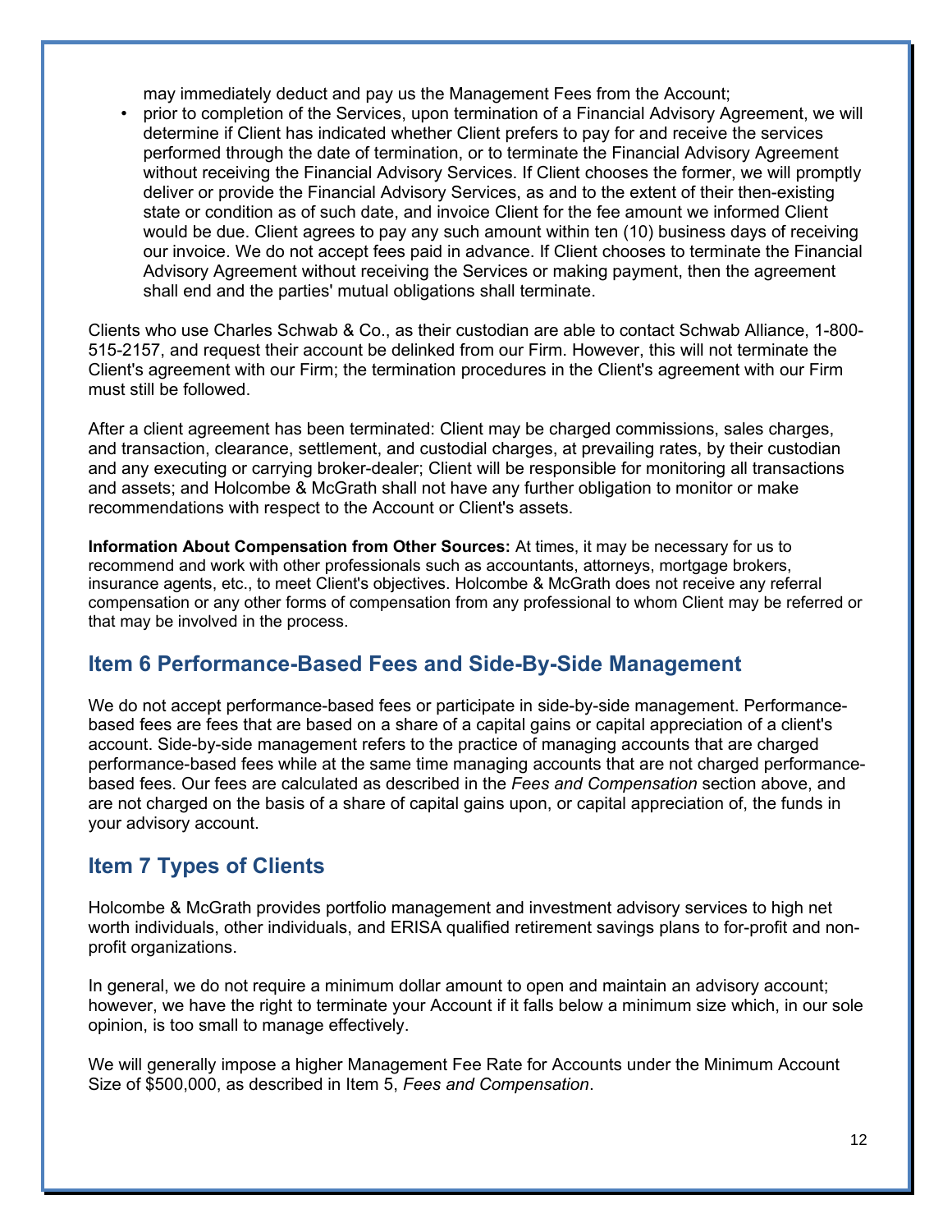may immediately deduct and pay us the Management Fees from the Account;

- prior to completion of the Services, upon termination of a Financial Advisory Agreement, we will determine if Client has indicated whether Client prefers to pay for and receive the services performed through the date of termination, or to terminate the Financial Advisory Agreement without receiving the Financial Advisory Services. If Client chooses the former, we will promptly deliver or provide the Financial Advisory Services, as and to the extent of their then-existing state or condition as of such date, and invoice Client for the fee amount we informed Client would be due. Client agrees to pay any such amount within ten (10) business days of receiving our invoice. We do not accept fees paid in advance. If Client chooses to terminate the Financial Advisory Agreement without receiving the Services or making payment, then the agreement shall end and the parties' mutual obligations shall terminate.

Clients who use Charles Schwab & Co., as their custodian are able to contact Schwab Alliance, 1-800-515-2157, and request their account be delinked from our Firm. However, this will not terminate the Client's agreement with our Firm; the termination procedures in the Client's agreement with our Firm must still be followed.

After a client agreement has been terminated: Client may be charged commissions, sales charges, and transaction, clearance, settlement, and custodial charges, at prevailing rates, by their custodian and any executing or carrying broker-dealer; Client will be responsible for monitoring all transactions and assets; and Holcombe & McGrath shall not have any further obligation to monitor or make recommendations with respect to the Account or Client's assets.

**Information About Compensation from Other Sources:** At times, it may be necessary for us to recommend and work with other professionals such as accountants, attorneys, mortgage brokers, insurance agents, etc., to meet Client's objectives. Holcombe & McGrath does not receive any referral compensation or any other forms of compensation from any professional to whom Client may be referred or that may be involved in the process.

## Item 6 Performance-Based Fees and Side-By-Side Management

We do not accept performance-based fees or participate in side-by-side management. Performance-based fees are fees that are based on a share of a capital gains or capital appreciation of a client's account. Side-by-side management refers to the practice of managing accounts that are charged performance-based fees while at the same time managing accounts that are not charged performance-based fees. Our fees are calculated as described in the *Fees and Compensation* section above, and are not charged on the basis of a share of capital gains upon, or capital appreciation of, the funds in your advisory account.

## Item 7 Types of Clients

Holcombe & McGrath provides portfolio management and investment advisory services to high net worth individuals, other individuals, and ERISA qualified retirement savings plans to for-profit and non-profit organizations.

In general, we do not require a minimum dollar amount to open and maintain an advisory account; however, we have the right to terminate your Account if it falls below a minimum size which, in our sole opinion, is too small to manage effectively.

We will generally impose a higher Management Fee Rate for Accounts under the Minimum Account Size of $500,000, as described in Item 5, *Fees and Compensation*.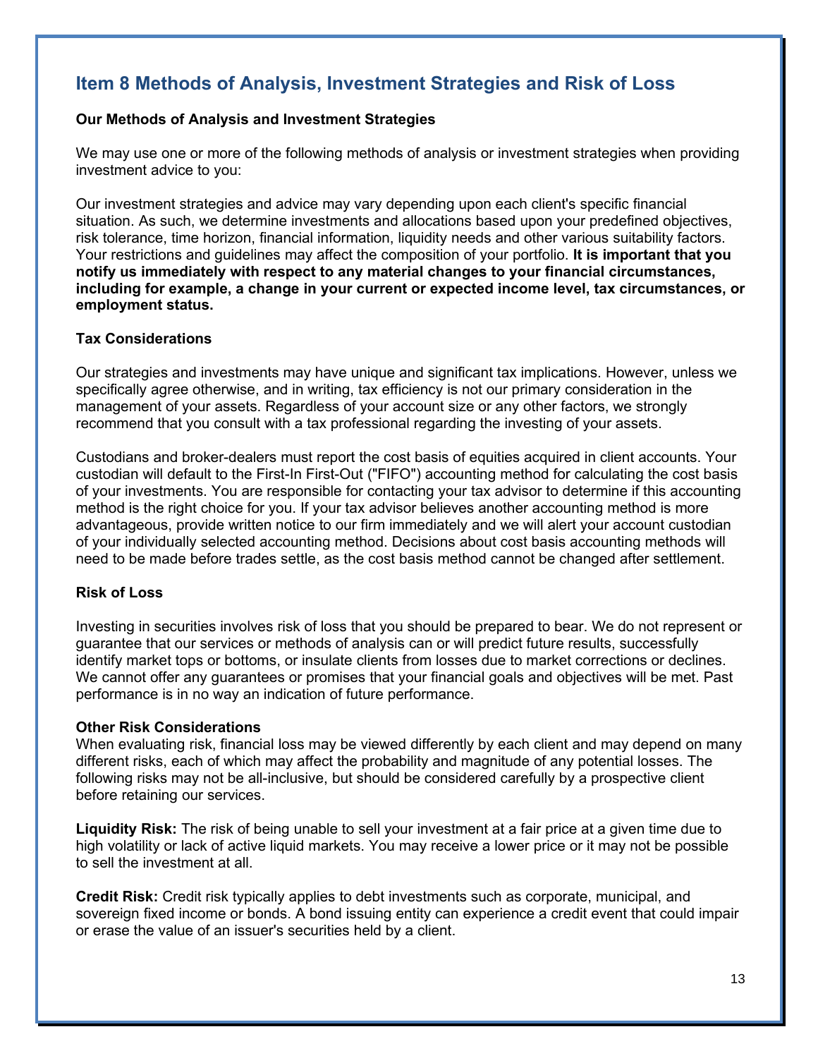## Item 8 Methods of Analysis, Investment Strategies and Risk of Loss

**Our Methods of Analysis and Investment Strategies**

We may use one or more of the following methods of analysis or investment strategies when providing investment advice to you:

Our investment strategies and advice may vary depending upon each client's specific financial situation. As such, we determine investments and allocations based upon your predefined objectives, risk tolerance, time horizon, financial information, liquidity needs and other various suitability factors. Your restrictions and guidelines may affect the composition of your portfolio. **It is important that you notify us immediately with respect to any material changes to your financial circumstances, including for example, a change in your current or expected income level, tax circumstances, or employment status.**

**Tax Considerations**

Our strategies and investments may have unique and significant tax implications. However, unless we specifically agree otherwise, and in writing, tax efficiency is not our primary consideration in the management of your assets. Regardless of your account size or any other factors, we strongly recommend that you consult with a tax professional regarding the investing of your assets.

Custodians and broker-dealers must report the cost basis of equities acquired in client accounts. Your custodian will default to the First-In First-Out ("FIFO") accounting method for calculating the cost basis of your investments. You are responsible for contacting your tax advisor to determine if this accounting method is the right choice for you. If your tax advisor believes another accounting method is more advantageous, provide written notice to our firm immediately and we will alert your account custodian of your individually selected accounting method. Decisions about cost basis accounting methods will need to be made before trades settle, as the cost basis method cannot be changed after settlement.

**Risk of Loss**

Investing in securities involves risk of loss that you should be prepared to bear. We do not represent or guarantee that our services or methods of analysis can or will predict future results, successfully identify market tops or bottoms, or insulate clients from losses due to market corrections or declines. We cannot offer any guarantees or promises that your financial goals and objectives will be met. Past performance is in no way an indication of future performance.

**Other Risk Considerations**

When evaluating risk, financial loss may be viewed differently by each client and may depend on many different risks, each of which may affect the probability and magnitude of any potential losses. The following risks may not be all-inclusive, but should be considered carefully by a prospective client before retaining our services.

**Liquidity Risk:** The risk of being unable to sell your investment at a fair price at a given time due to high volatility or lack of active liquid markets. You may receive a lower price or it may not be possible to sell the investment at all.

**Credit Risk:** Credit risk typically applies to debt investments such as corporate, municipal, and sovereign fixed income or bonds. A bond issuing entity can experience a credit event that could impair or erase the value of an issuer's securities held by a client.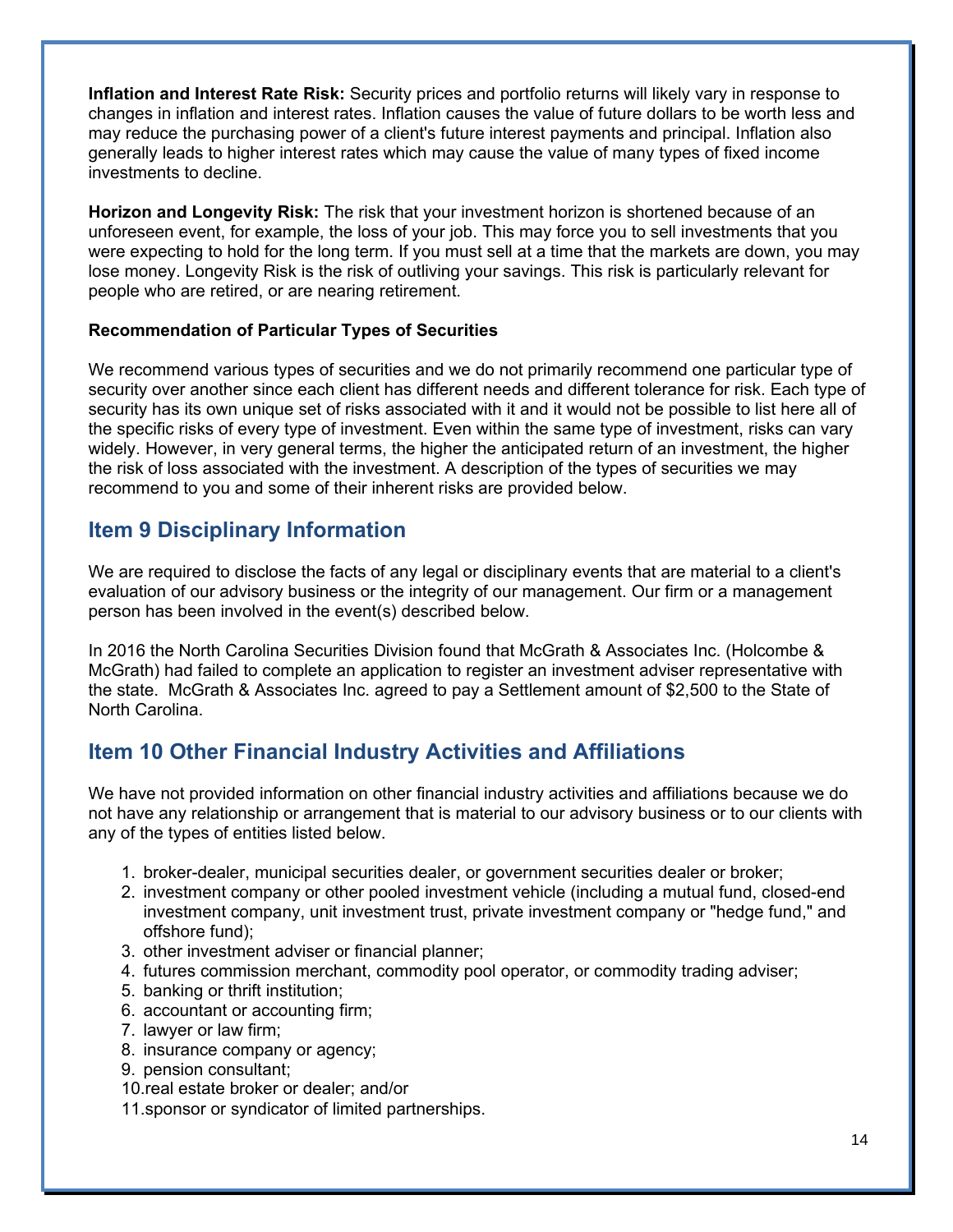**Inflation and Interest Rate Risk:** Security prices and portfolio returns will likely vary in response to changes in inflation and interest rates. Inflation causes the value of future dollars to be worth less and may reduce the purchasing power of a client's future interest payments and principal. Inflation also generally leads to higher interest rates which may cause the value of many types of fixed income investments to decline.

**Horizon and Longevity Risk:** The risk that your investment horizon is shortened because of an unforeseen event, for example, the loss of your job. This may force you to sell investments that you were expecting to hold for the long term. If you must sell at a time that the markets are down, you may lose money. Longevity Risk is the risk of outliving your savings. This risk is particularly relevant for people who are retired, or are nearing retirement.

**Recommendation of Particular Types of Securities**

We recommend various types of securities and we do not primarily recommend one particular type of security over another since each client has different needs and different tolerance for risk. Each type of security has its own unique set of risks associated with it and it would not be possible to list here all of the specific risks of every type of investment. Even within the same type of investment, risks can vary widely. However, in very general terms, the higher the anticipated return of an investment, the higher the risk of loss associated with the investment. A description of the types of securities we may recommend to you and some of their inherent risks are provided below.

## Item 9 Disciplinary Information

We are required to disclose the facts of any legal or disciplinary events that are material to a client's evaluation of our advisory business or the integrity of our management. Our firm or a management person has been involved in the event(s) described below.

In 2016 the North Carolina Securities Division found that McGrath & Associates Inc. (Holcombe & McGrath) had failed to complete an application to register an investment adviser representative with the state. McGrath & Associates Inc. agreed to pay a Settlement amount of $2,500 to the State of North Carolina.

## Item 10 Other Financial Industry Activities and Affiliations

We have not provided information on other financial industry activities and affiliations because we do not have any relationship or arrangement that is material to our advisory business or to our clients with any of the types of entities listed below.

1. broker-dealer, municipal securities dealer, or government securities dealer or broker;
2. investment company or other pooled investment vehicle (including a mutual fund, closed-end investment company, unit investment trust, private investment company or "hedge fund," and offshore fund);
3. other investment adviser or financial planner;
4. futures commission merchant, commodity pool operator, or commodity trading adviser;
5. banking or thrift institution;
6. accountant or accounting firm;
7. lawyer or law firm;
8. insurance company or agency;
9. pension consultant;
10. real estate broker or dealer; and/or
11. sponsor or syndicator of limited partnerships.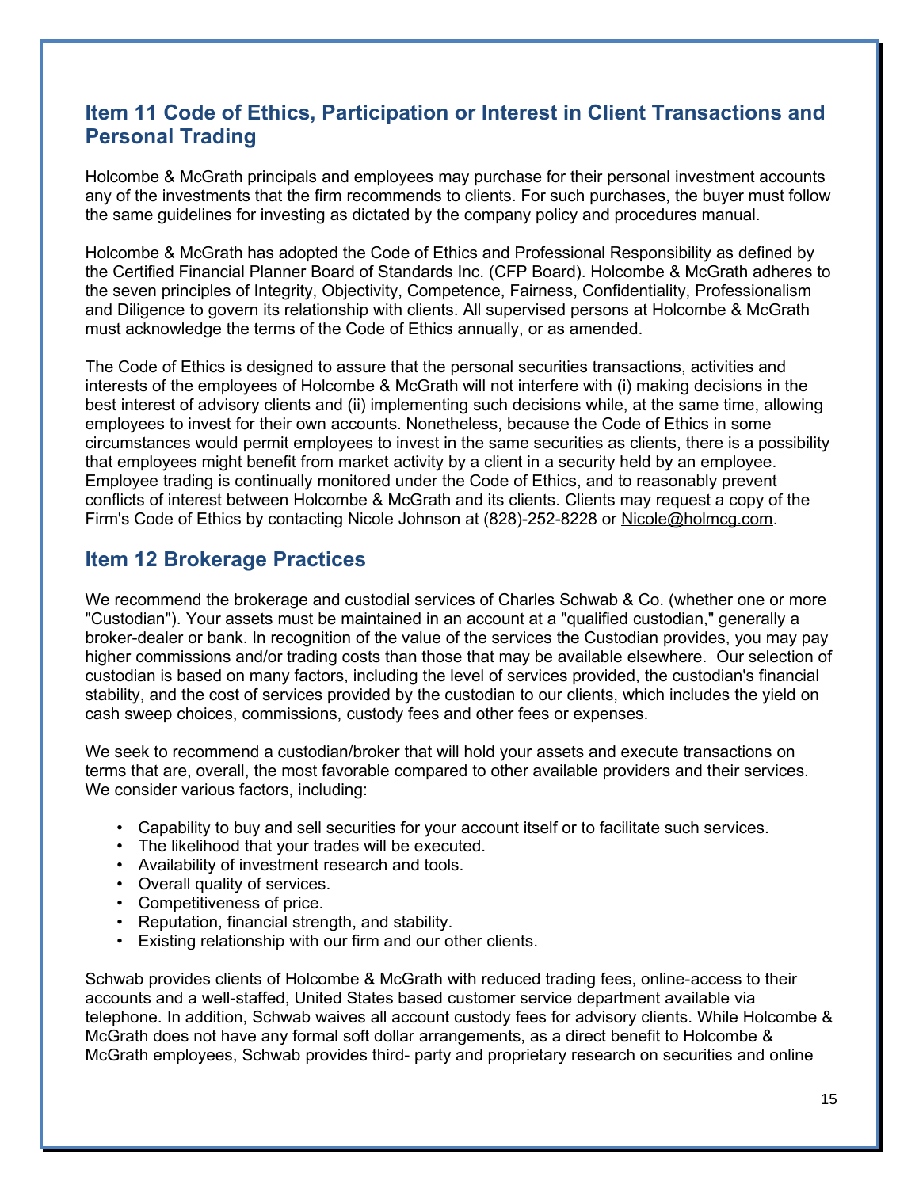## Item 11 Code of Ethics, Participation or Interest in Client Transactions and Personal Trading

Holcombe & McGrath principals and employees may purchase for their personal investment accounts any of the investments that the firm recommends to clients. For such purchases, the buyer must follow the same guidelines for investing as dictated by the company policy and procedures manual.

Holcombe & McGrath has adopted the Code of Ethics and Professional Responsibility as defined by the Certified Financial Planner Board of Standards Inc. (CFP Board). Holcombe & McGrath adheres to the seven principles of Integrity, Objectivity, Competence, Fairness, Confidentiality, Professionalism and Diligence to govern its relationship with clients. All supervised persons at Holcombe & McGrath must acknowledge the terms of the Code of Ethics annually, or as amended.

The Code of Ethics is designed to assure that the personal securities transactions, activities and interests of the employees of Holcombe & McGrath will not interfere with (i) making decisions in the best interest of advisory clients and (ii) implementing such decisions while, at the same time, allowing employees to invest for their own accounts. Nonetheless, because the Code of Ethics in some circumstances would permit employees to invest in the same securities as clients, there is a possibility that employees might benefit from market activity by a client in a security held by an employee. Employee trading is continually monitored under the Code of Ethics, and to reasonably prevent conflicts of interest between Holcombe & McGrath and its clients. Clients may request a copy of the Firm's Code of Ethics by contacting Nicole Johnson at (828)-252-8228 or Nicole@holmcg.com.

## Item 12 Brokerage Practices

We recommend the brokerage and custodial services of Charles Schwab & Co. (whether one or more "Custodian"). Your assets must be maintained in an account at a "qualified custodian," generally a broker-dealer or bank. In recognition of the value of the services the Custodian provides, you may pay higher commissions and/or trading costs than those that may be available elsewhere. Our selection of custodian is based on many factors, including the level of services provided, the custodian's financial stability, and the cost of services provided by the custodian to our clients, which includes the yield on cash sweep choices, commissions, custody fees and other fees or expenses.

We seek to recommend a custodian/broker that will hold your assets and execute transactions on terms that are, overall, the most favorable compared to other available providers and their services. We consider various factors, including:

- Capability to buy and sell securities for your account itself or to facilitate such services.
- The likelihood that your trades will be executed.
- Availability of investment research and tools.
- Overall quality of services.
- Competitiveness of price.
- Reputation, financial strength, and stability.
- Existing relationship with our firm and our other clients.

Schwab provides clients of Holcombe & McGrath with reduced trading fees, online-access to their accounts and a well-staffed, United States based customer service department available via telephone. In addition, Schwab waives all account custody fees for advisory clients. While Holcombe & McGrath does not have any formal soft dollar arrangements, as a direct benefit to Holcombe & McGrath employees, Schwab provides third- party and proprietary research on securities and online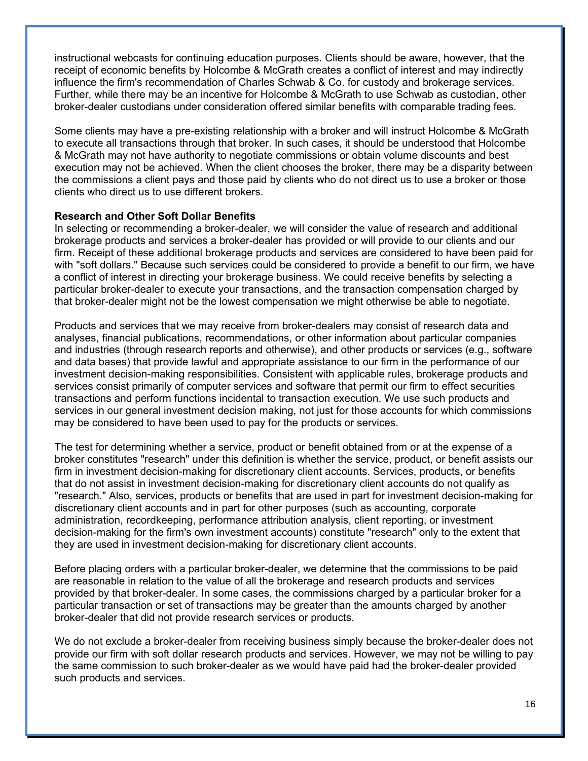instructional webcasts for continuing education purposes. Clients should be aware, however, that the receipt of economic benefits by Holcombe & McGrath creates a conflict of interest and may indirectly influence the firm's recommendation of Charles Schwab & Co. for custody and brokerage services. Further, while there may be an incentive for Holcombe & McGrath to use Schwab as custodian, other broker-dealer custodians under consideration offered similar benefits with comparable trading fees.

Some clients may have a pre-existing relationship with a broker and will instruct Holcombe & McGrath to execute all transactions through that broker. In such cases, it should be understood that Holcombe & McGrath may not have authority to negotiate commissions or obtain volume discounts and best execution may not be achieved. When the client chooses the broker, there may be a disparity between the commissions a client pays and those paid by clients who do not direct us to use a broker or those clients who direct us to use different brokers.

**Research and Other Soft Dollar Benefits**

In selecting or recommending a broker-dealer, we will consider the value of research and additional brokerage products and services a broker-dealer has provided or will provide to our clients and our firm. Receipt of these additional brokerage products and services are considered to have been paid for with "soft dollars." Because such services could be considered to provide a benefit to our firm, we have a conflict of interest in directing your brokerage business. We could receive benefits by selecting a particular broker-dealer to execute your transactions, and the transaction compensation charged by that broker-dealer might not be the lowest compensation we might otherwise be able to negotiate.

Products and services that we may receive from broker-dealers may consist of research data and analyses, financial publications, recommendations, or other information about particular companies and industries (through research reports and otherwise), and other products or services (e.g., software and data bases) that provide lawful and appropriate assistance to our firm in the performance of our investment decision-making responsibilities. Consistent with applicable rules, brokerage products and services consist primarily of computer services and software that permit our firm to effect securities transactions and perform functions incidental to transaction execution. We use such products and services in our general investment decision making, not just for those accounts for which commissions may be considered to have been used to pay for the products or services.

The test for determining whether a service, product or benefit obtained from or at the expense of a broker constitutes "research" under this definition is whether the service, product, or benefit assists our firm in investment decision-making for discretionary client accounts. Services, products, or benefits that do not assist in investment decision-making for discretionary client accounts do not qualify as "research." Also, services, products or benefits that are used in part for investment decision-making for discretionary client accounts and in part for other purposes (such as accounting, corporate administration, recordkeeping, performance attribution analysis, client reporting, or investment decision-making for the firm's own investment accounts) constitute "research" only to the extent that they are used in investment decision-making for discretionary client accounts.

Before placing orders with a particular broker-dealer, we determine that the commissions to be paid are reasonable in relation to the value of all the brokerage and research products and services provided by that broker-dealer. In some cases, the commissions charged by a particular broker for a particular transaction or set of transactions may be greater than the amounts charged by another broker-dealer that did not provide research services or products.

We do not exclude a broker-dealer from receiving business simply because the broker-dealer does not provide our firm with soft dollar research products and services. However, we may not be willing to pay the same commission to such broker-dealer as we would have paid had the broker-dealer provided such products and services.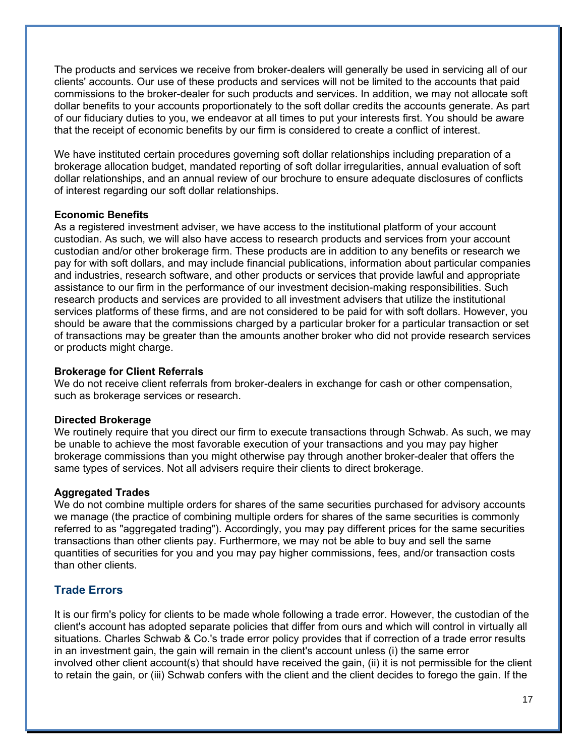The products and services we receive from broker-dealers will generally be used in servicing all of our clients' accounts. Our use of these products and services will not be limited to the accounts that paid commissions to the broker-dealer for such products and services. In addition, we may not allocate soft dollar benefits to your accounts proportionately to the soft dollar credits the accounts generate. As part of our fiduciary duties to you, we endeavor at all times to put your interests first. You should be aware that the receipt of economic benefits by our firm is considered to create a conflict of interest.

We have instituted certain procedures governing soft dollar relationships including preparation of a brokerage allocation budget, mandated reporting of soft dollar irregularities, annual evaluation of soft dollar relationships, and an annual review of our brochure to ensure adequate disclosures of conflicts of interest regarding our soft dollar relationships.

**Economic Benefits**
As a registered investment adviser, we have access to the institutional platform of your account custodian. As such, we will also have access to research products and services from your account custodian and/or other brokerage firm. These products are in addition to any benefits or research we pay for with soft dollars, and may include financial publications, information about particular companies and industries, research software, and other products or services that provide lawful and appropriate assistance to our firm in the performance of our investment decision-making responsibilities. Such research products and services are provided to all investment advisers that utilize the institutional services platforms of these firms, and are not considered to be paid for with soft dollars. However, you should be aware that the commissions charged by a particular broker for a particular transaction or set of transactions may be greater than the amounts another broker who did not provide research services or products might charge.

**Brokerage for Client Referrals**
We do not receive client referrals from broker-dealers in exchange for cash or other compensation, such as brokerage services or research.

**Directed Brokerage**
We routinely require that you direct our firm to execute transactions through Schwab. As such, we may be unable to achieve the most favorable execution of your transactions and you may pay higher brokerage commissions than you might otherwise pay through another broker-dealer that offers the same types of services. Not all advisers require their clients to direct brokerage.

**Aggregated Trades**
We do not combine multiple orders for shares of the same securities purchased for advisory accounts we manage (the practice of combining multiple orders for shares of the same securities is commonly referred to as "aggregated trading"). Accordingly, you may pay different prices for the same securities transactions than other clients pay. Furthermore, we may not be able to buy and sell the same quantities of securities for you and you may pay higher commissions, fees, and/or transaction costs than other clients.

## Trade Errors

It is our firm's policy for clients to be made whole following a trade error. However, the custodian of the client's account has adopted separate policies that differ from ours and which will control in virtually all situations. Charles Schwab & Co.'s trade error policy provides that if correction of a trade error results in an investment gain, the gain will remain in the client's account unless (i) the same error involved other client account(s) that should have received the gain, (ii) it is not permissible for the client to retain the gain, or (iii) Schwab confers with the client and the client decides to forego the gain. If the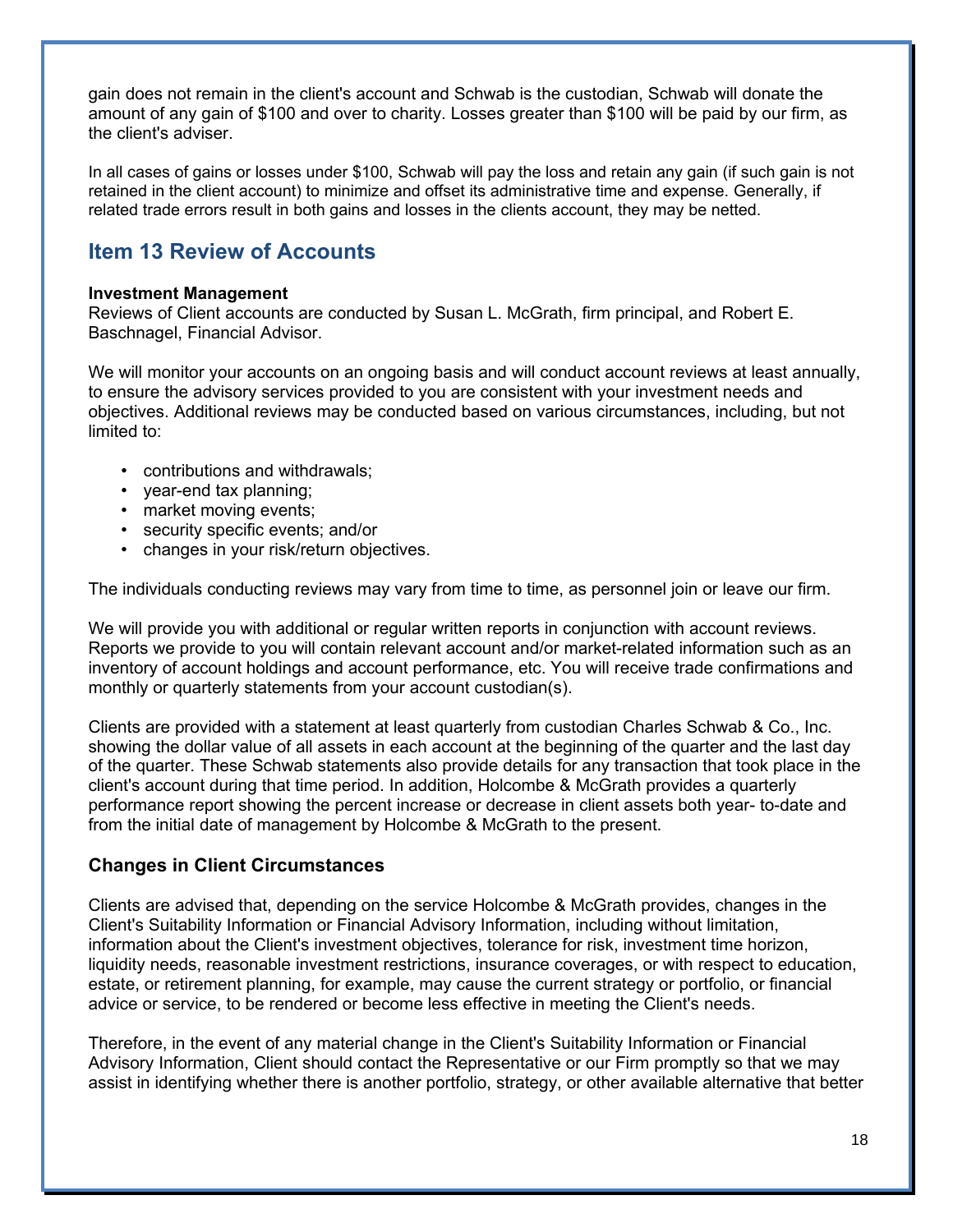gain does not remain in the client's account and Schwab is the custodian, Schwab will donate the amount of any gain of $100 and over to charity. Losses greater than $100 will be paid by our firm, as the client's adviser.

In all cases of gains or losses under $100, Schwab will pay the loss and retain any gain (if such gain is not retained in the client account) to minimize and offset its administrative time and expense. Generally, if related trade errors result in both gains and losses in the clients account, they may be netted.

## Item 13 Review of Accounts

**Investment Management**
Reviews of Client accounts are conducted by Susan L. McGrath, firm principal, and Robert E. Baschnagel, Financial Advisor.

We will monitor your accounts on an ongoing basis and will conduct account reviews at least annually, to ensure the advisory services provided to you are consistent with your investment needs and objectives. Additional reviews may be conducted based on various circumstances, including, but not limited to:

- contributions and withdrawals;
- year-end tax planning;
- market moving events;
- security specific events; and/or
- changes in your risk/return objectives.

The individuals conducting reviews may vary from time to time, as personnel join or leave our firm.

We will provide you with additional or regular written reports in conjunction with account reviews. Reports we provide to you will contain relevant account and/or market-related information such as an inventory of account holdings and account performance, etc. You will receive trade confirmations and monthly or quarterly statements from your account custodian(s).

Clients are provided with a statement at least quarterly from custodian Charles Schwab & Co., Inc. showing the dollar value of all assets in each account at the beginning of the quarter and the last day of the quarter. These Schwab statements also provide details for any transaction that took place in the client's account during that time period. In addition, Holcombe & McGrath provides a quarterly performance report showing the percent increase or decrease in client assets both year- to-date and from the initial date of management by Holcombe & McGrath to the present.

### Changes in Client Circumstances

Clients are advised that, depending on the service Holcombe & McGrath provides, changes in the Client's Suitability Information or Financial Advisory Information, including without limitation, information about the Client's investment objectives, tolerance for risk, investment time horizon, liquidity needs, reasonable investment restrictions, insurance coverages, or with respect to education, estate, or retirement planning, for example, may cause the current strategy or portfolio, or financial advice or service, to be rendered or become less effective in meeting the Client's needs.

Therefore, in the event of any material change in the Client's Suitability Information or Financial Advisory Information, Client should contact the Representative or our Firm promptly so that we may assist in identifying whether there is another portfolio, strategy, or other available alternative that better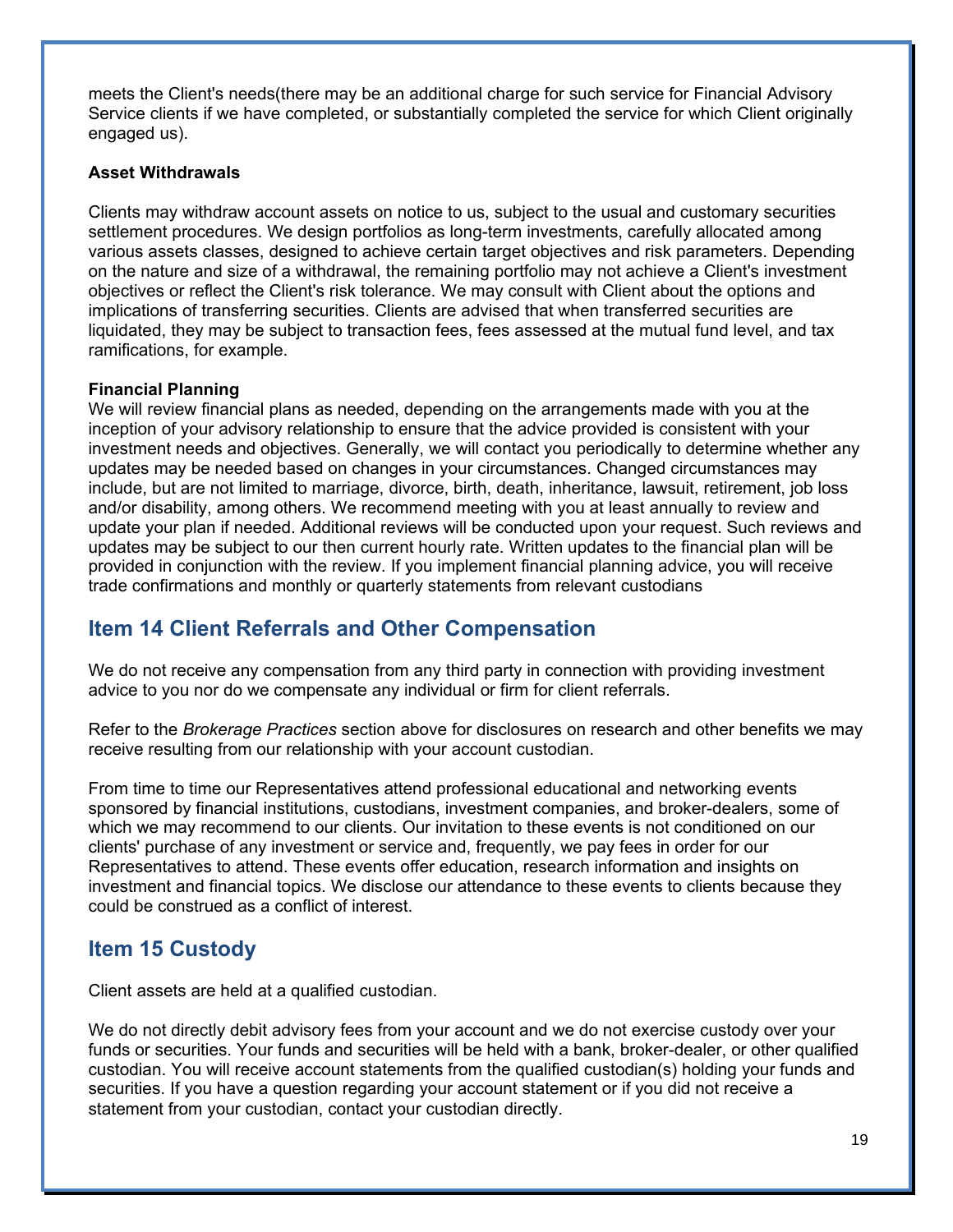meets the Client's needs(there may be an additional charge for such service for Financial Advisory Service clients if we have completed, or substantially completed the service for which Client originally engaged us).

**Asset Withdrawals**

Clients may withdraw account assets on notice to us, subject to the usual and customary securities settlement procedures. We design portfolios as long-term investments, carefully allocated among various assets classes, designed to achieve certain target objectives and risk parameters. Depending on the nature and size of a withdrawal, the remaining portfolio may not achieve a Client's investment objectives or reflect the Client's risk tolerance. We may consult with Client about the options and implications of transferring securities. Clients are advised that when transferred securities are liquidated, they may be subject to transaction fees, fees assessed at the mutual fund level, and tax ramifications, for example.

**Financial Planning**

We will review financial plans as needed, depending on the arrangements made with you at the inception of your advisory relationship to ensure that the advice provided is consistent with your investment needs and objectives. Generally, we will contact you periodically to determine whether any updates may be needed based on changes in your circumstances. Changed circumstances may include, but are not limited to marriage, divorce, birth, death, inheritance, lawsuit, retirement, job loss and/or disability, among others. We recommend meeting with you at least annually to review and update your plan if needed. Additional reviews will be conducted upon your request. Such reviews and updates may be subject to our then current hourly rate. Written updates to the financial plan will be provided in conjunction with the review. If you implement financial planning advice, you will receive trade confirmations and monthly or quarterly statements from relevant custodians

## Item 14 Client Referrals and Other Compensation

We do not receive any compensation from any third party in connection with providing investment advice to you nor do we compensate any individual or firm for client referrals.

Refer to the *Brokerage Practices* section above for disclosures on research and other benefits we may receive resulting from our relationship with your account custodian.

From time to time our Representatives attend professional educational and networking events sponsored by financial institutions, custodians, investment companies, and broker-dealers, some of which we may recommend to our clients. Our invitation to these events is not conditioned on our clients' purchase of any investment or service and, frequently, we pay fees in order for our Representatives to attend. These events offer education, research information and insights on investment and financial topics. We disclose our attendance to these events to clients because they could be construed as a conflict of interest.

## Item 15 Custody

Client assets are held at a qualified custodian.

We do not directly debit advisory fees from your account and we do not exercise custody over your funds or securities. Your funds and securities will be held with a bank, broker-dealer, or other qualified custodian. You will receive account statements from the qualified custodian(s) holding your funds and securities. If you have a question regarding your account statement or if you did not receive a statement from your custodian, contact your custodian directly.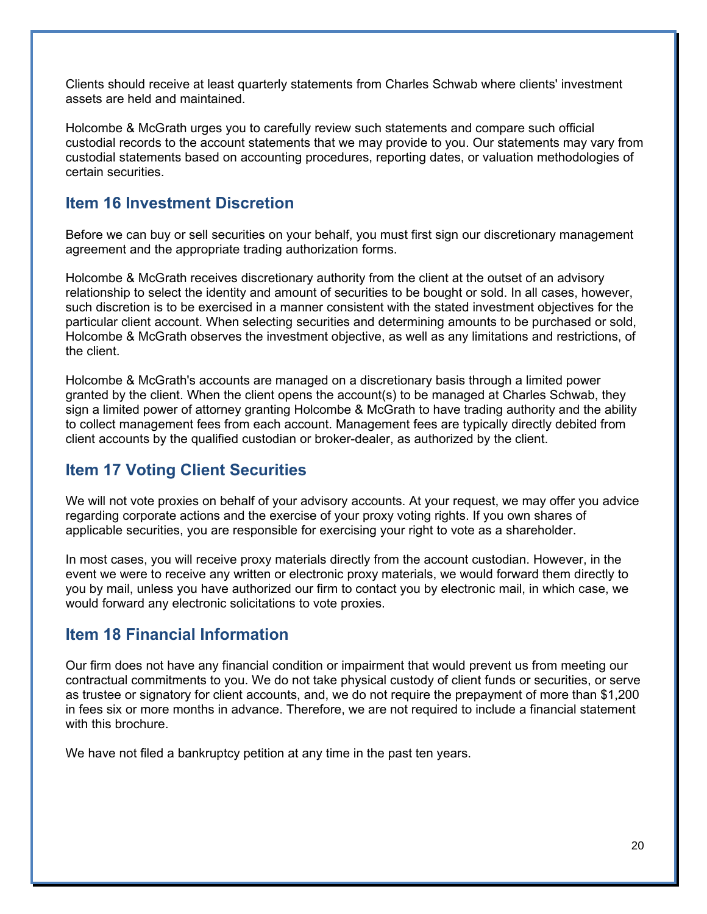Clients should receive at least quarterly statements from Charles Schwab where clients' investment assets are held and maintained.

Holcombe & McGrath urges you to carefully review such statements and compare such official custodial records to the account statements that we may provide to you. Our statements may vary from custodial statements based on accounting procedures, reporting dates, or valuation methodologies of certain securities.

## Item 16 Investment Discretion

Before we can buy or sell securities on your behalf, you must first sign our discretionary management agreement and the appropriate trading authorization forms.

Holcombe & McGrath receives discretionary authority from the client at the outset of an advisory relationship to select the identity and amount of securities to be bought or sold. In all cases, however, such discretion is to be exercised in a manner consistent with the stated investment objectives for the particular client account. When selecting securities and determining amounts to be purchased or sold, Holcombe & McGrath observes the investment objective, as well as any limitations and restrictions, of the client.

Holcombe & McGrath's accounts are managed on a discretionary basis through a limited power granted by the client. When the client opens the account(s) to be managed at Charles Schwab, they sign a limited power of attorney granting Holcombe & McGrath to have trading authority and the ability to collect management fees from each account. Management fees are typically directly debited from client accounts by the qualified custodian or broker-dealer, as authorized by the client.

## Item 17 Voting Client Securities

We will not vote proxies on behalf of your advisory accounts. At your request, we may offer you advice regarding corporate actions and the exercise of your proxy voting rights. If you own shares of applicable securities, you are responsible for exercising your right to vote as a shareholder.

In most cases, you will receive proxy materials directly from the account custodian. However, in the event we were to receive any written or electronic proxy materials, we would forward them directly to you by mail, unless you have authorized our firm to contact you by electronic mail, in which case, we would forward any electronic solicitations to vote proxies.

## Item 18 Financial Information

Our firm does not have any financial condition or impairment that would prevent us from meeting our contractual commitments to you. We do not take physical custody of client funds or securities, or serve as trustee or signatory for client accounts, and, we do not require the prepayment of more than $1,200 in fees six or more months in advance. Therefore, we are not required to include a financial statement with this brochure.

We have not filed a bankruptcy petition at any time in the past ten years.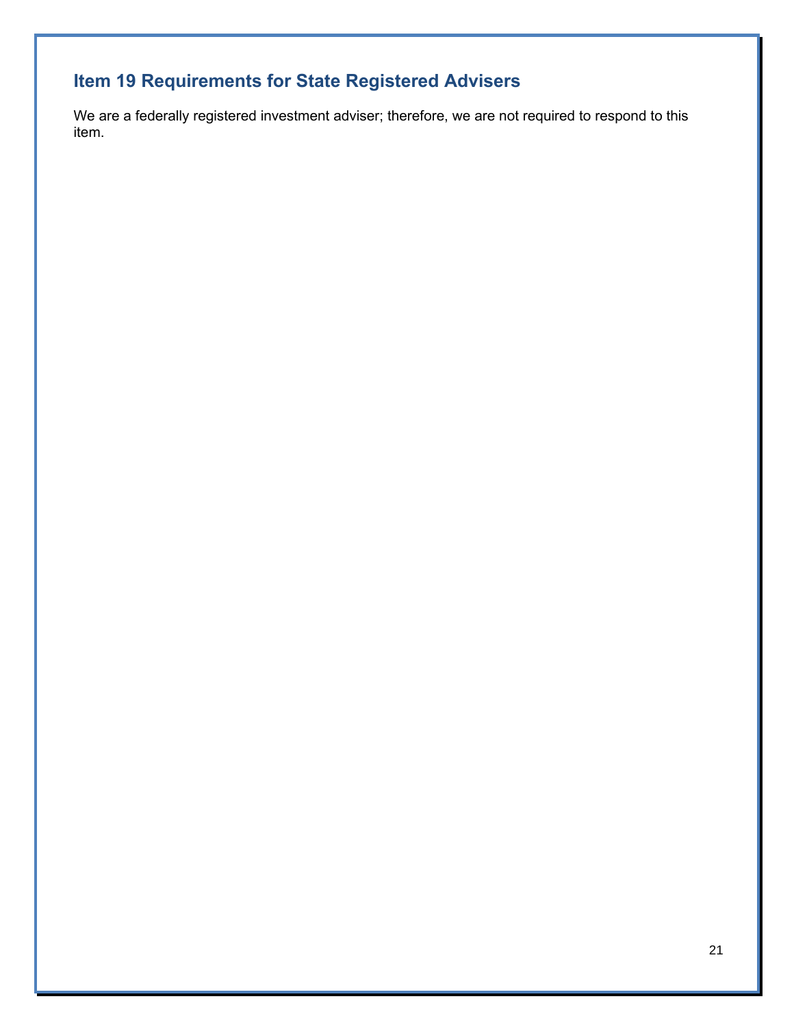## Item 19 Requirements for State Registered Advisers

We are a federally registered investment adviser; therefore, we are not required to respond to this item.